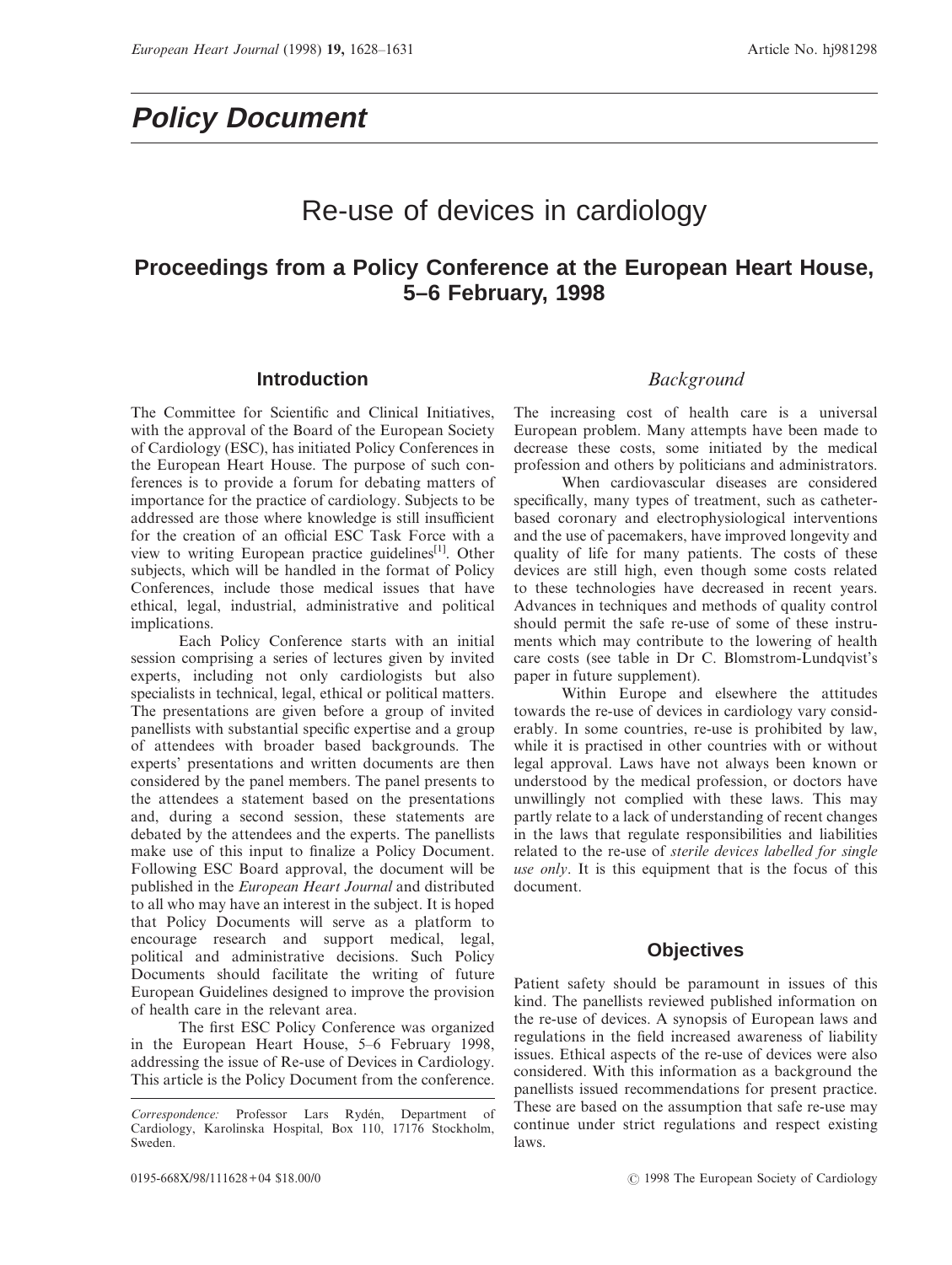# Policy Document

# Re-use of devices in cardiology

## Proceedings from a Policy Conference at the European Heart House, 5–6 February, 1998

## Introduction

The Committee for Scientific and Clinical Initiatives, with the approval of the Board of the European Society of Cardiology (ESC), has initiated Policy Conferences in the European Heart House. The purpose of such conferences is to provide a forum for debating matters of importance for the practice of cardiology. Subjects to be addressed are those where knowledge is still insufficient for the creation of an official ESC Task Force with a view to writing European practice guidelines[1]. Other subjects, which will be handled in the format of Policy Conferences, include those medical issues that have ethical, legal, industrial, administrative and political implications.

Each Policy Conference starts with an initial session comprising a series of lectures given by invited experts, including not only cardiologists but also specialists in technical, legal, ethical or political matters. The presentations are given before a group of invited panellists with substantial specific expertise and a group of attendees with broader based backgrounds. The experts' presentations and written documents are then considered by the panel members. The panel presents to the attendees a statement based on the presentations and, during a second session, these statements are debated by the attendees and the experts. The panellists make use of this input to finalize a Policy Document. Following ESC Board approval, the document will be published in the *European Heart Journal* and distributed to all who may have an interest in the subject. It is hoped that Policy Documents will serve as a platform to encourage research and support medical, legal, political and administrative decisions. Such Policy Documents should facilitate the writing of future European Guidelines designed to improve the provision of health care in the relevant area.

The first ESC Policy Conference was organized in the European Heart House, 5–6 February 1998, addressing the issue of Re-use of Devices in Cardiology. This article is the Policy Document from the conference.

*Correspondence:* Professor Lars Rydén, Department of Cardiology, Karolinska Hospital, Box 110, 17176 Stockholm, Sweden.

### *Background*

The increasing cost of health care is a universal European problem. Many attempts have been made to decrease these costs, some initiated by the medical profession and others by politicians and administrators.

When cardiovascular diseases are considered specifically, many types of treatment, such as catheter-based coronary and electrophysiological interventions and the use of pacemakers, have improved longevity and quality of life for many patients. The costs of these devices are still high, even though some costs related to these technologies have decreased in recent years. Advances in techniques and methods of quality control should permit the safe re-use of some of these instruments which may contribute to the lowering of health care costs (see table in Dr C. Blomstrom-Lundqvist's paper in future supplement).

Within Europe and elsewhere the attitudes towards the re-use of devices in cardiology vary considerably. In some countries, re-use is prohibited by law, while it is practised in other countries with or without legal approval. Laws have not always been known or understood by the medical profession, or doctors have unwillingly not complied with these laws. This may partly relate to a lack of understanding of recent changes in the laws that regulate responsibilities and liabilities related to the re-use of *sterile devices labelled for single use only*. It is this equipment that is the focus of this document.

## Objectives

Patient safety should be paramount in issues of this kind. The panellists reviewed published information on the re-use of devices. A synopsis of European laws and regulations in the field increased awareness of liability issues. Ethical aspects of the re-use of devices were also considered. With this information as a background the panellists issued recommendations for present practice. These are based on the assumption that safe re-use may continue under strict regulations and respect existing laws.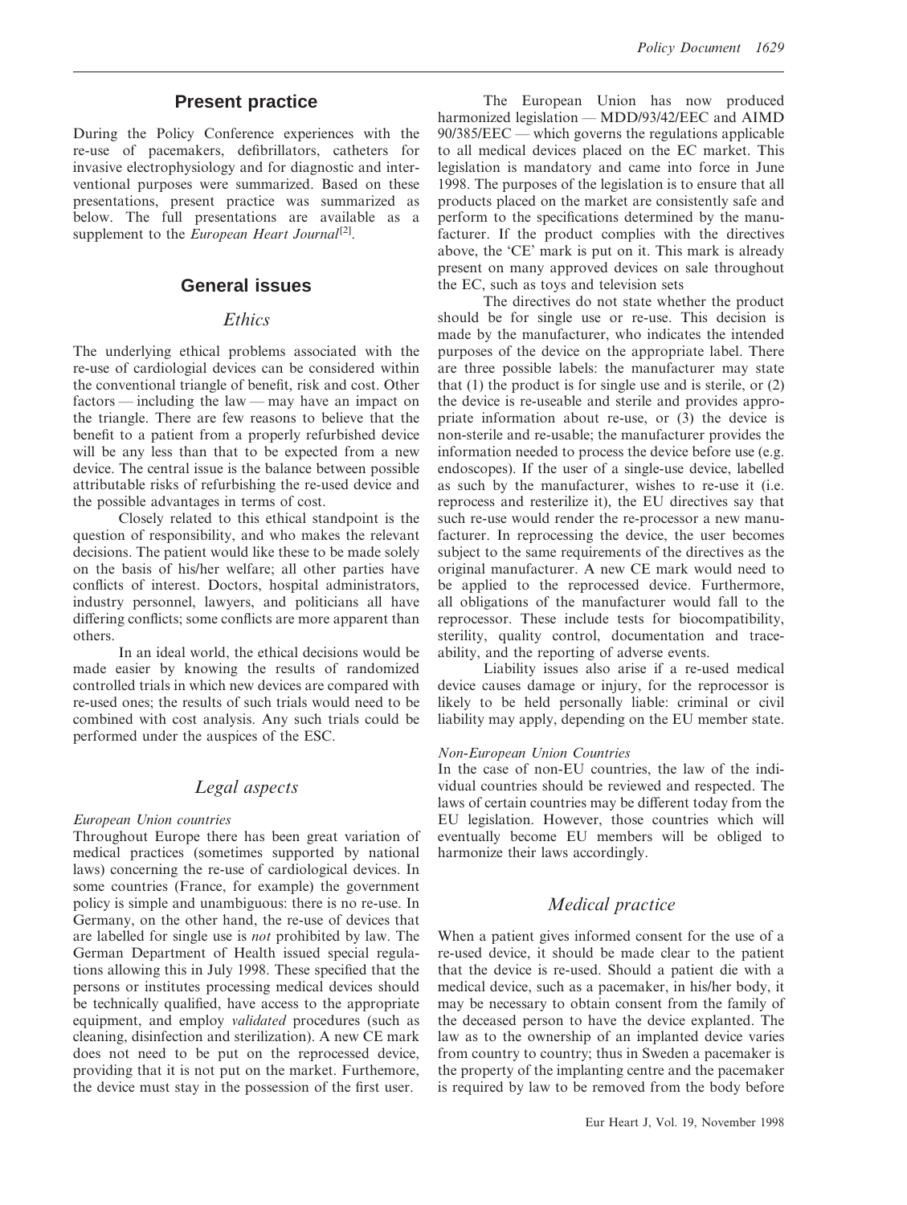## Present practice

During the Policy Conference experiences with the re-use of pacemakers, defibrillators, catheters for invasive electrophysiology and for diagnostic and interventional purposes were summarized. Based on these presentations, present practice was summarized as below. The full presentations are available as a supplement to the *European Heart Journal*[2].

## General issues

### *Ethics*

The underlying ethical problems associated with the re-use of cardiologial devices can be considered within the conventional triangle of benefit, risk and cost. Other factors — including the law — may have an impact on the triangle. There are few reasons to believe that the benefit to a patient from a properly refurbished device will be any less than that to be expected from a new device. The central issue is the balance between possible attributable risks of refurbishing the re-used device and the possible advantages in terms of cost.

Closely related to this ethical standpoint is the question of responsibility, and who makes the relevant decisions. The patient would like these to be made solely on the basis of his/her welfare; all other parties have conflicts of interest. Doctors, hospital administrators, industry personnel, lawyers, and politicians all have differing conflicts; some conflicts are more apparent than others.

In an ideal world, the ethical decisions would be made easier by knowing the results of randomized controlled trials in which new devices are compared with re-used ones; the results of such trials would need to be combined with cost analysis. Any such trials could be performed under the auspices of the ESC.

### *Legal aspects*

*European Union countries*

Throughout Europe there has been great variation of medical practices (sometimes supported by national laws) concerning the re-use of cardiological devices. In some countries (France, for example) the government policy is simple and unambiguous: there is no re-use. In Germany, on the other hand, the re-use of devices that are labelled for single use is *not* prohibited by law. The German Department of Health issued special regulations allowing this in July 1998. These specified that the persons or institutes processing medical devices should be technically qualified, have access to the appropriate equipment, and employ *validated* procedures (such as cleaning, disinfection and sterilization). A new CE mark does not need to be put on the reprocessed device, providing that it is not put on the market. Furthermore, the device must stay in the possession of the first user.

The European Union has now produced harmonized legislation — MDD/93/42/EEC and AIMD 90/385/EEC — which governs the regulations applicable to all medical devices placed on the EC market. This legislation is mandatory and came into force in June 1998. The purposes of the legislation is to ensure that all products placed on the market are consistently safe and perform to the specifications determined by the manufacturer. If the product complies with the directives above, the 'CE' mark is put on it. This mark is already present on many approved devices on sale throughout the EC, such as toys and television sets

The directives do not state whether the product should be for single use or re-use. This decision is made by the manufacturer, who indicates the intended purposes of the device on the appropriate label. There are three possible labels: the manufacturer may state that (1) the product is for single use and is sterile, or (2) the device is re-useable and sterile and provides appropriate information about re-use, or (3) the device is non-sterile and re-usable; the manufacturer provides the information needed to process the device before use (e.g. endoscopes). If the user of a single-use device, labelled as such by the manufacturer, wishes to re-use it (i.e. reprocess and resterilize it), the EU directives say that such re-use would render the re-processor a new manufacturer. In reprocessing the device, the user becomes subject to the same requirements of the directives as the original manufacturer. A new CE mark would need to be applied to the reprocessed device. Furthermore, all obligations of the manufacturer would fall to the reprocessor. These include tests for biocompatibility, sterility, quality control, documentation and traceability, and the reporting of adverse events.

Liability issues also arise if a re-used medical device causes damage or injury, for the reprocessor is likely to be held personally liable: criminal or civil liability may apply, depending on the EU member state.

*Non-European Union Countries*

In the case of non-EU countries, the law of the individual countries should be reviewed and respected. The laws of certain countries may be different today from the EU legislation. However, those countries which will eventually become EU members will be obliged to harmonize their laws accordingly.

### *Medical practice*

When a patient gives informed consent for the use of a re-used device, it should be made clear to the patient that the device is re-used. Should a patient die with a medical device, such as a pacemaker, in his/her body, it may be necessary to obtain consent from the family of the deceased person to have the device explanted. The law as to the ownership of an implanted device varies from country to country; thus in Sweden a pacemaker is the property of the implanting centre and the pacemaker is required by law to be removed from the body before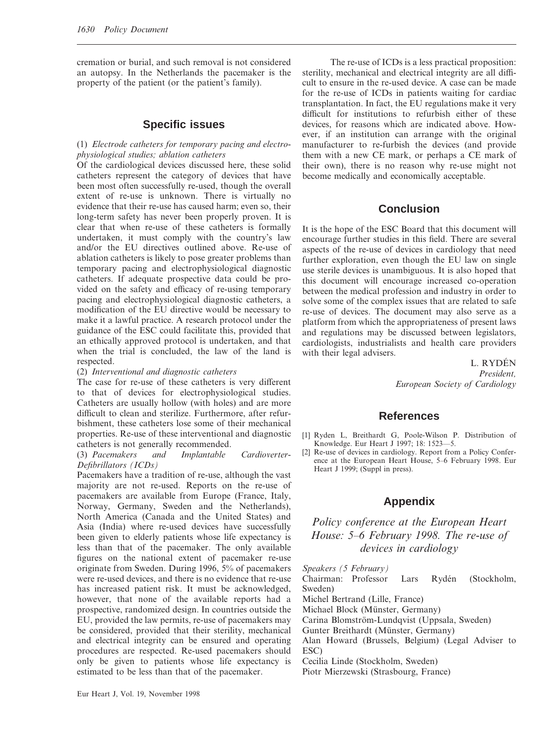cremation or burial, and such removal is not considered an autopsy. In the Netherlands the pacemaker is the property of the patient (or the patient's family).

## Specific issues

(1) *Electrode catheters for temporary pacing and electrophysiological studies; ablation catheters*

Of the cardiological devices discussed here, these solid catheters represent the category of devices that have been most often successfully re-used, though the overall extent of re-use is unknown. There is virtually no evidence that their re-use has caused harm; even so, their long-term safety has never been properly proven. It is clear that when re-use of these catheters is formally undertaken, it must comply with the country's law and/or the EU directives outlined above. Re-use of ablation catheters is likely to pose greater problems than temporary pacing and electrophysiological diagnostic catheters. If adequate prospective data could be provided on the safety and efficacy of re-using temporary pacing and electrophysiological diagnostic catheters, a modification of the EU directive would be necessary to make it a lawful practice. A research protocol under the guidance of the ESC could facilitate this, provided that an ethically approved protocol is undertaken, and that when the trial is concluded, the law of the land is respected.

(2) *Interventional and diagnostic catheters*

The case for re-use of these catheters is very different to that of devices for electrophysiological studies. Catheters are usually hollow (with holes) and are more difficult to clean and sterilize. Furthermore, after refurbishment, these catheters lose some of their mechanical properties. Re-use of these interventional and diagnostic catheters is not generally recommended.

(3) *Pacemakers and Implantable Cardioverter-Defibrillators (ICDs)*

Pacemakers have a tradition of re-use, although the vast majority are not re-used. Reports on the re-use of pacemakers are available from Europe (France, Italy, Norway, Germany, Sweden and the Netherlands), North America (Canada and the United States) and Asia (India) where re-used devices have successfully been given to elderly patients whose life expectancy is less than that of the pacemaker. The only available figures on the national extent of pacemaker re-use originate from Sweden. During 1996, 5% of pacemakers were re-used devices, and there is no evidence that re-use has increased patient risk. It must be acknowledged, however, that none of the available reports had a prospective, randomized design. In countries outside the EU, provided the law permits, re-use of pacemakers may be considered, provided that their sterility, mechanical and electrical integrity can be ensured and operating procedures are respected. Re-used pacemakers should only be given to patients whose life expectancy is estimated to be less than that of the pacemaker.

The re-use of ICDs is a less practical proposition: sterility, mechanical and electrical integrity are all difficult to ensure in the re-used device. A case can be made for the re-use of ICDs in patients waiting for cardiac transplantation. In fact, the EU regulations make it very difficult for institutions to refurbish either of these devices, for reasons which are indicated above. However, if an institution can arrange with the original manufacturer to re-furbish the devices (and provide them with a new CE mark, or perhaps a CE mark of their own), there is no reason why re-use might not become medically and economically acceptable.

## Conclusion

It is the hope of the ESC Board that this document will encourage further studies in this field. There are several aspects of the re-use of devices in cardiology that need further exploration, even though the EU law on single use sterile devices is unambiguous. It is also hoped that this document will encourage increased co-operation between the medical profession and industry in order to solve some of the complex issues that are related to safe re-use of devices. The document may also serve as a platform from which the appropriateness of present laws and regulations may be discussed between legislators, cardiologists, industrialists and health care providers with their legal advisers.

L. RYDÉN
*President,*
*European Society of Cardiology*

## References

[1] Ryden L, Breithardt G, Poole-Wilson P. Distribution of Knowledge. Eur Heart J 1997; 18: 1523—5.

[2] Re-use of devices in cardiology. Report from a Policy Conference at the European Heart House, 5–6 February 1998. Eur Heart J 1999; (Suppl in press).

## Appendix

### *Policy conference at the European Heart House: 5–6 February 1998. The re-use of devices in cardiology*

*Speakers (5 February)*

Chairman: Professor Lars Rydén (Stockholm, Sweden)

Michel Bertrand (Lille, France)

Michael Block (Münster, Germany)

Carina Blomström-Lundqvist (Uppsala, Sweden)

Gunter Breithardt (Münster, Germany)

Alan Howard (Brussels, Belgium) (Legal Adviser to ESC)

Cecilia Linde (Stockholm, Sweden)

Piotr Mierzewski (Strasbourg, France)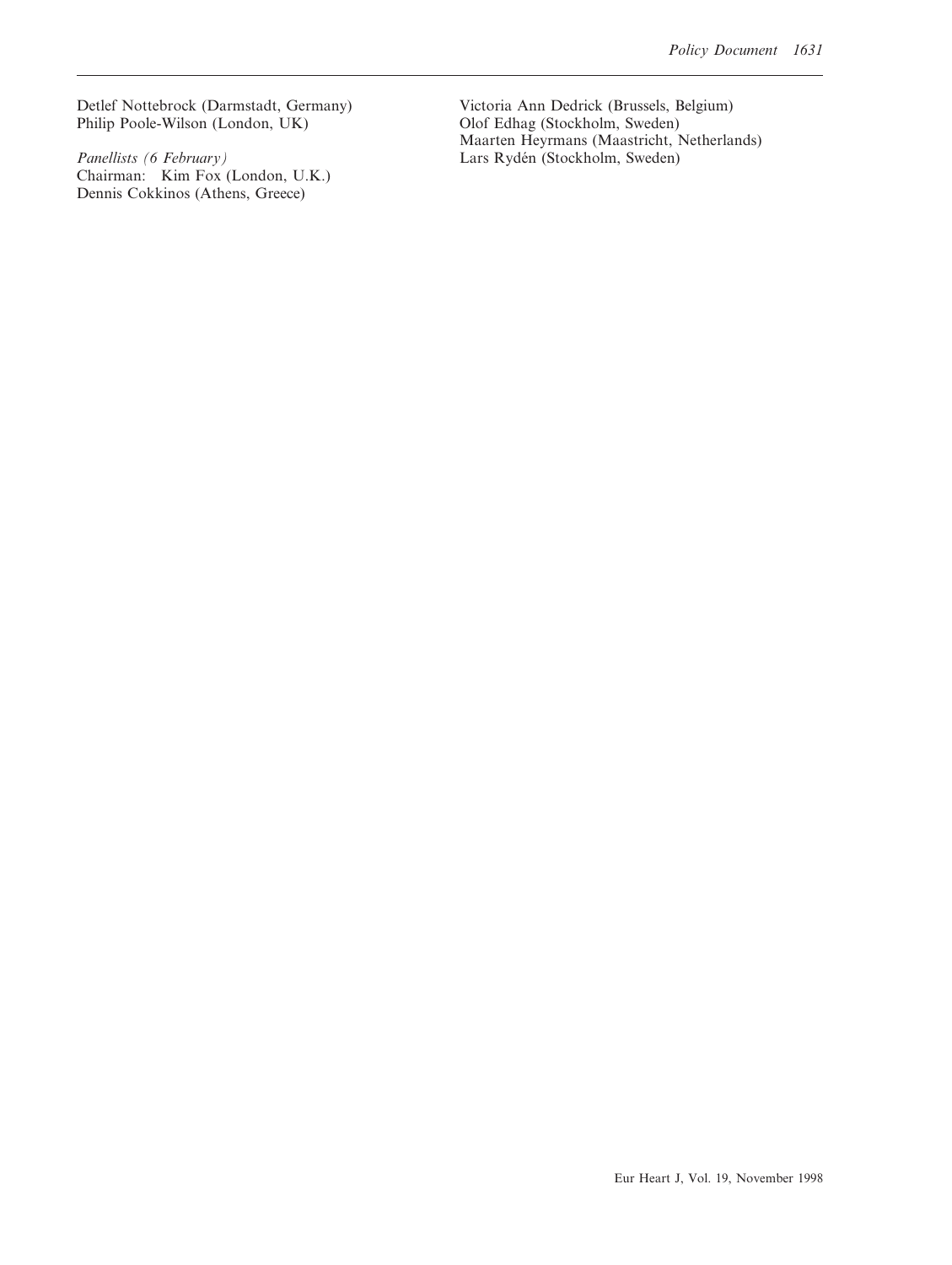Detlef Nottebrock (Darmstadt, Germany)
Philip Poole-Wilson (London, UK)

*Panellists (6 February)*
Chairman: Kim Fox (London, U.K.)
Dennis Cokkinos (Athens, Greece)
Victoria Ann Dedrick (Brussels, Belgium)
Olof Edhag (Stockholm, Sweden)
Maarten Heyrmans (Maastricht, Netherlands)
Lars Rydén (Stockholm, Sweden)